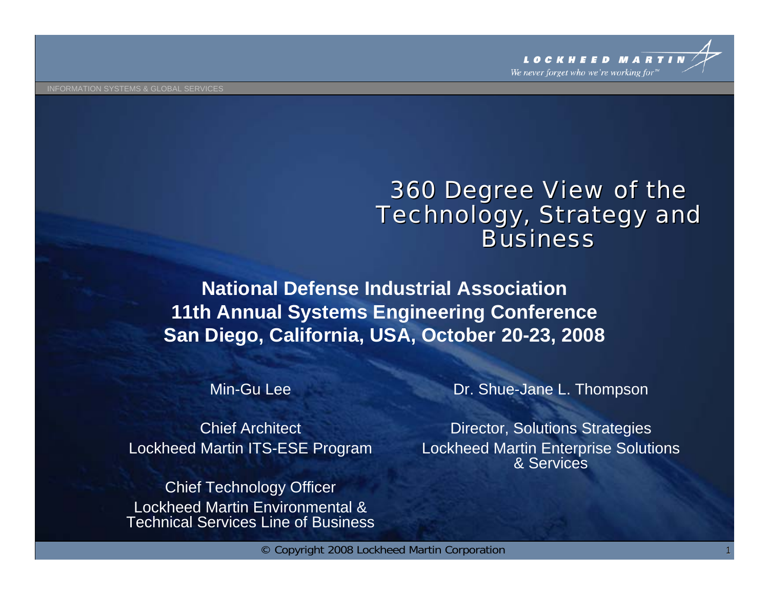# 360 Degree View of the Technology, Strategy and Business

**National Defense Industrial Association**
**11th Annual Systems Engineering Conference**
**San Diego, California, USA, October 20-23, 2008**

Min-Gu Lee

Chief Architect
Lockheed Martin ITS-ESE Program

Chief Technology Officer
Lockheed Martin Environmental & Technical Services Line of Business

Dr. Shue-Jane L. Thompson

Director, Solutions Strategies
Lockheed Martin Enterprise Solutions & Services

© Copyright 2008 Lockheed Martin Corporation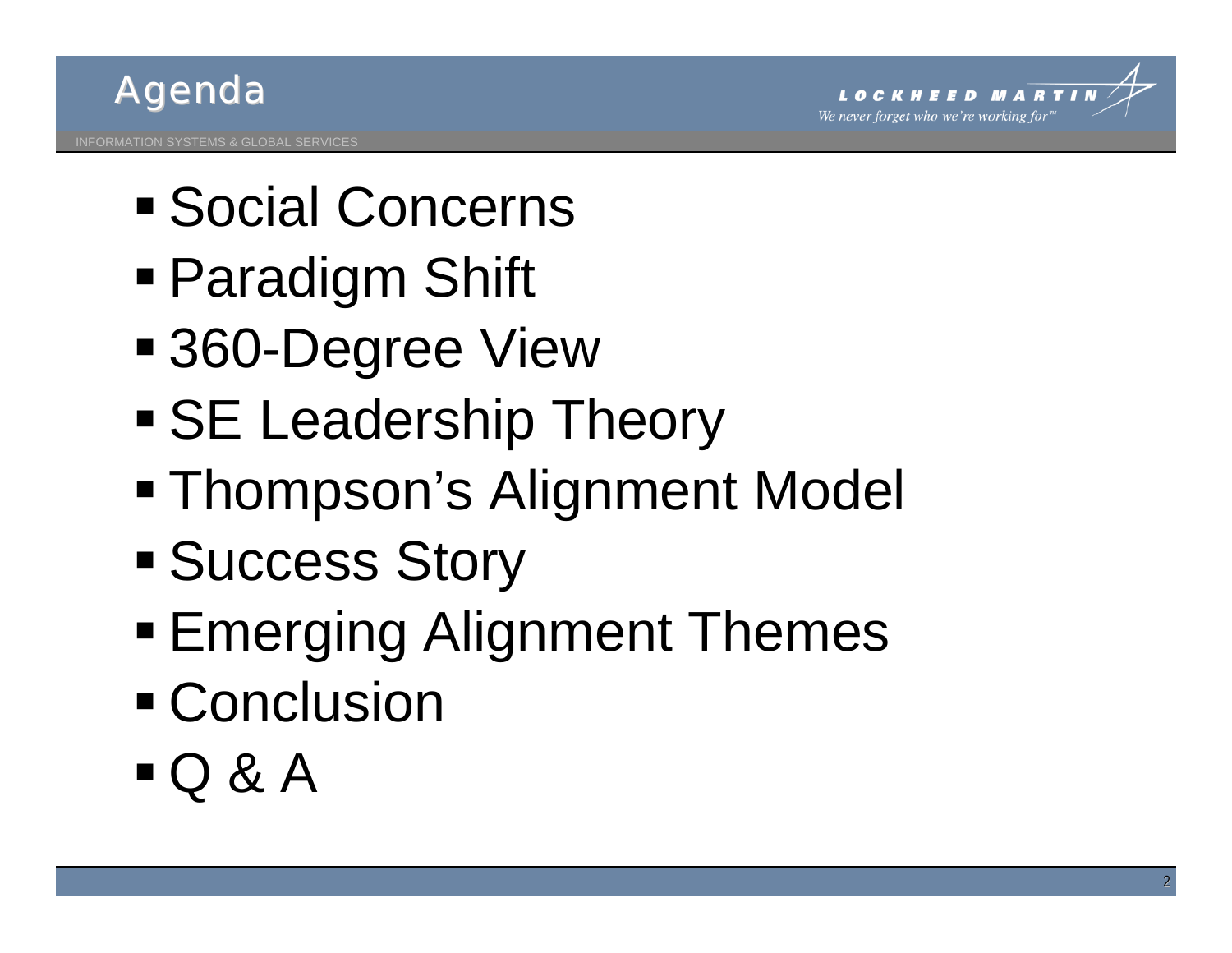# Agenda

- Social Concerns
- Paradigm Shift
- 360-Degree View
- SE Leadership Theory
- Thompson's Alignment Model
- Success Story
- Emerging Alignment Themes
- Conclusion
- Q & A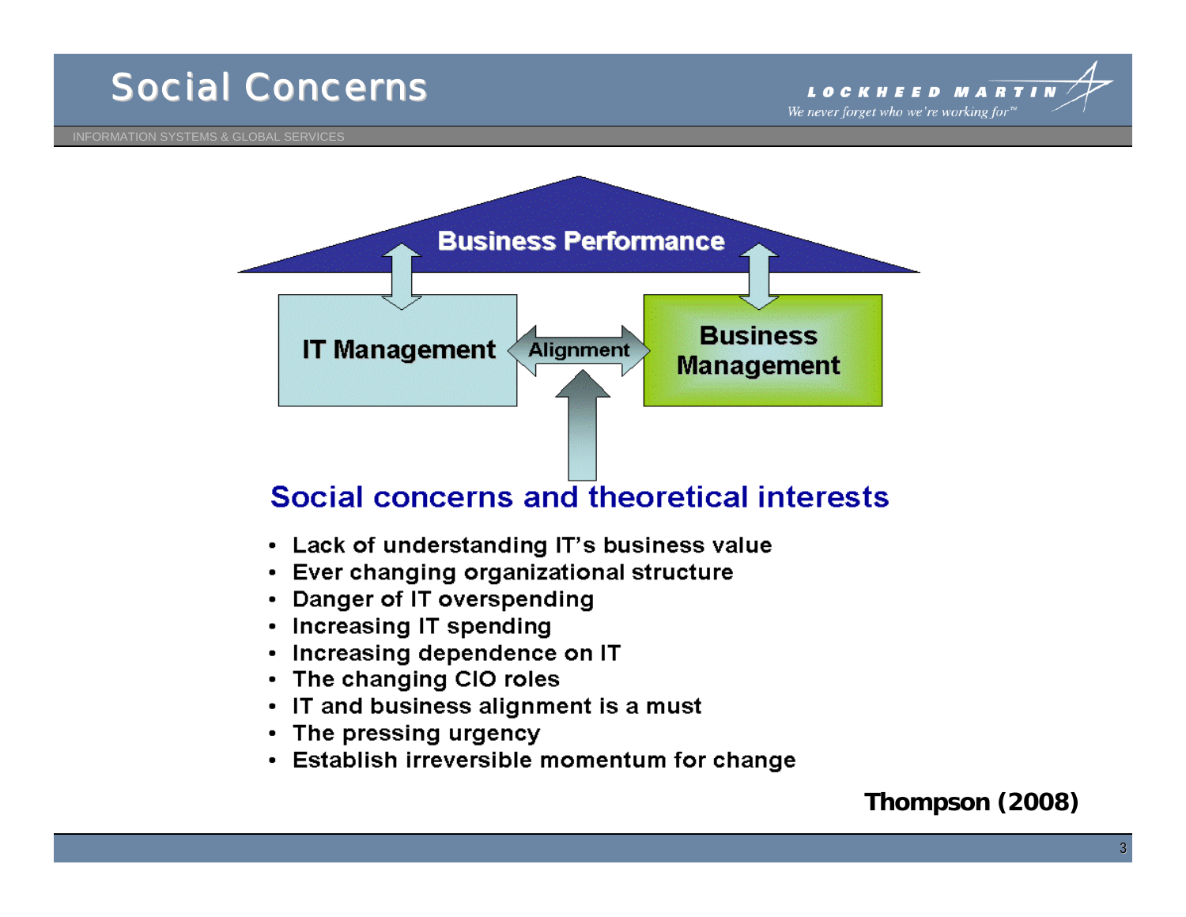# Social Concerns

Business Performance

IT Management — Alignment — Business Management

## Social concerns and theoretical interests

- Lack of understanding IT's business value
- Ever changing organizational structure
- Danger of IT overspending
- Increasing IT spending
- Increasing dependence on IT
- The changing CIO roles
- IT and business alignment is a must
- The pressing urgency
- Establish irreversible momentum for change

**Thompson (2008)**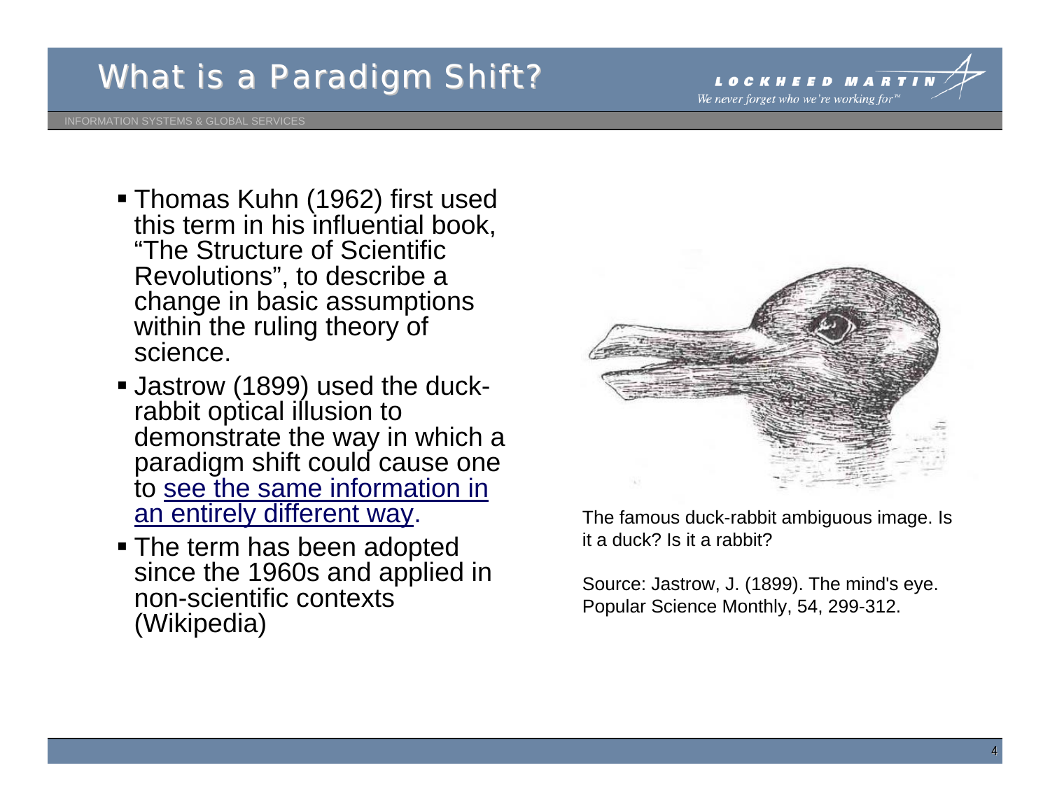# What is a Paradigm Shift?

- Thomas Kuhn (1962) first used this term in his influential book, "The Structure of Scientific Revolutions", to describe a change in basic assumptions within the ruling theory of science.
- Jastrow (1899) used the duck-rabbit optical illusion to demonstrate the way in which a paradigm shift could cause one to see the same information in an entirely different way.
- The term has been adopted since the 1960s and applied in non-scientific contexts (Wikipedia)

The famous duck-rabbit ambiguous image. Is it a duck? Is it a rabbit?

Source: Jastrow, J. (1899). The mind's eye. Popular Science Monthly, 54, 299-312.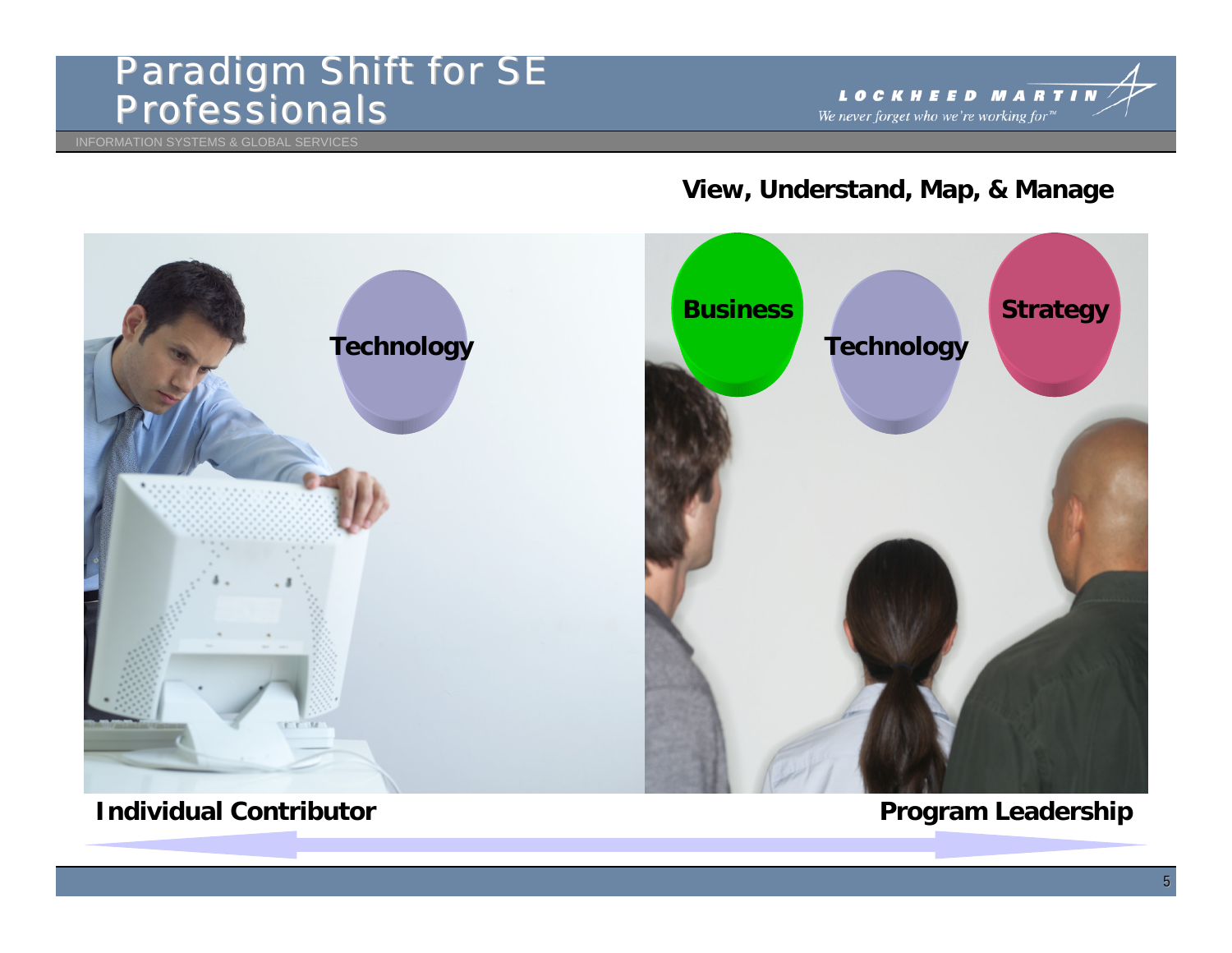# Paradigm Shift for SE Professionals

INFORMATION SYSTEMS & GLOBAL SERVICES

**View, Understand, Map, & Manage**

Technology

Business

Technology

Strategy

**Individual Contributor**

**Program Leadership**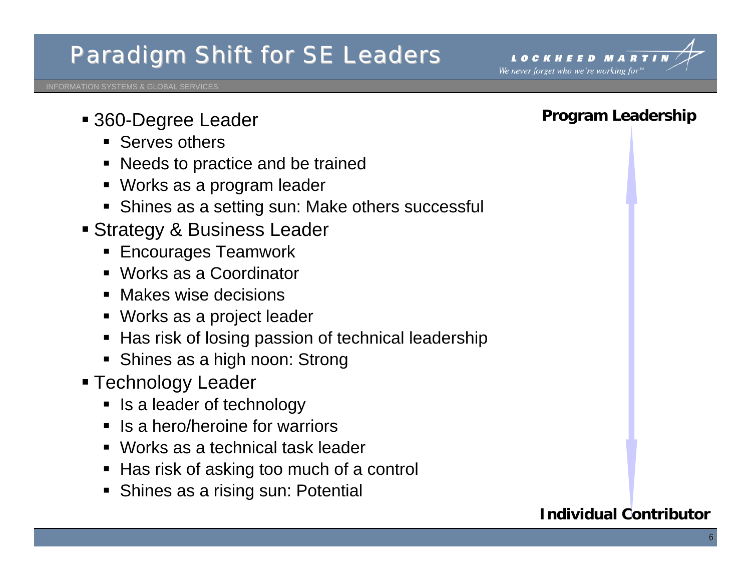# Paradigm Shift for SE Leaders

- 360-Degree Leader
  - Serves others
  - Needs to practice and be trained
  - Works as a program leader
  - Shines as a setting sun: Make others successful
- Strategy & Business Leader
  - Encourages Teamwork
  - Works as a Coordinator
  - Makes wise decisions
  - Works as a project leader
  - Has risk of losing passion of technical leadership
  - Shines as a high noon: Strong
- Technology Leader
  - Is a leader of technology
  - Is a hero/heroine for warriors
  - Works as a technical task leader
  - Has risk of asking too much of a control
  - Shines as a rising sun: Potential

**Program Leadership**

**Individual Contributor**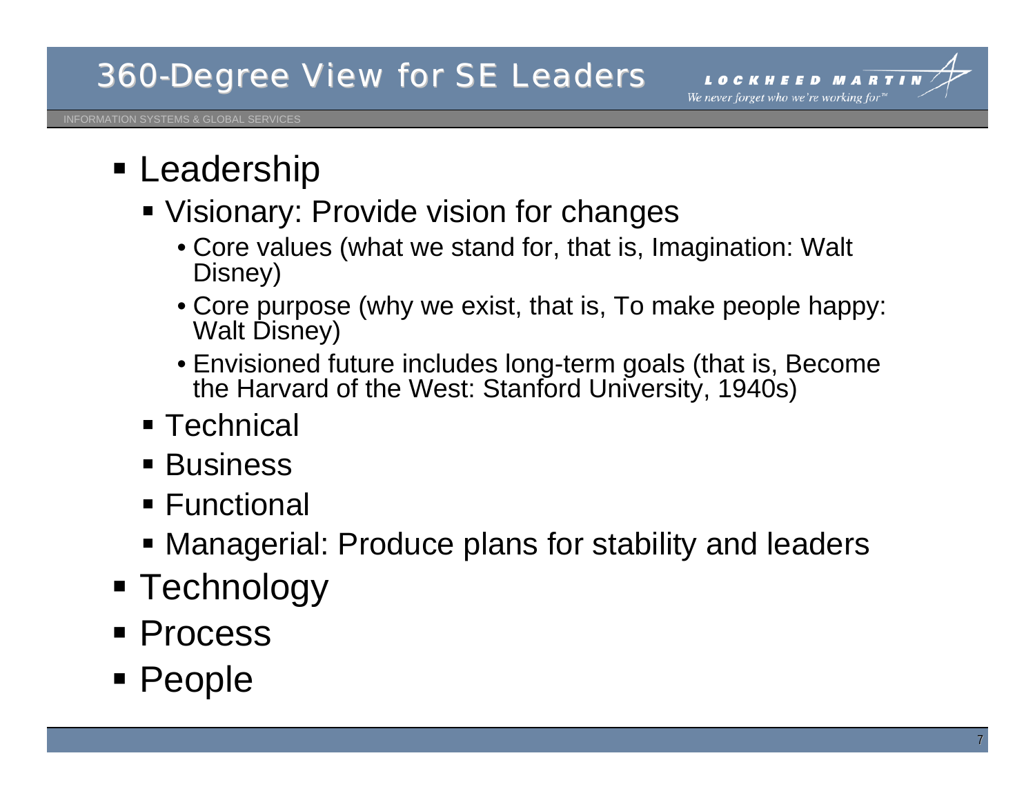# 360-Degree View for SE Leaders

- Leadership
  - Visionary: Provide vision for changes
    - Core values (what we stand for, that is, Imagination: Walt Disney)
    - Core purpose (why we exist, that is, To make people happy: Walt Disney)
    - Envisioned future includes long-term goals (that is, Become the Harvard of the West: Stanford University, 1940s)
  - Technical
  - Business
  - Functional
  - Managerial: Produce plans for stability and leaders
- Technology
- Process
- People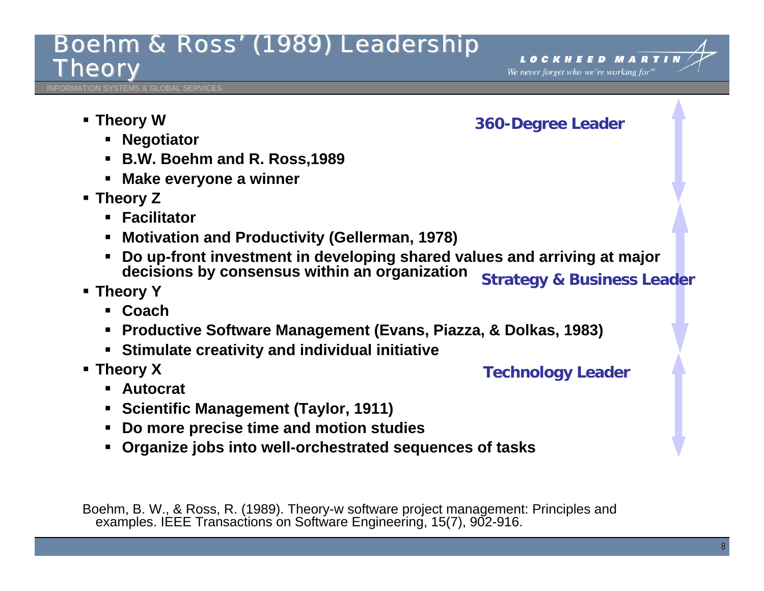# Boehm & Ross' (1989) Leadership Theory

INFORMATION SYSTEMS & GLOBAL SERVICES

- **Theory W**
  - **Negotiator**
  - **B.W. Boehm and R. Ross,1989**
  - **Make everyone a winner**
- **Theory Z**
  - **Facilitator**
  - **Motivation and Productivity (Gellerman, 1978)**
  - **Do up-front investment in developing shared values and arriving at major decisions by consensus within an organization**
- **Theory Y**
  - **Coach**
  - **Productive Software Management (Evans, Piazza, & Dolkas, 1983)**
  - **Stimulate creativity and individual initiative**
- **Theory X**
  - **Autocrat**
  - **Scientific Management (Taylor, 1911)**
  - **Do more precise time and motion studies**
  - **Organize jobs into well-orchestrated sequences of tasks**

**360-Degree Leader**

**Strategy & Business Leader**

**Technology Leader**

Boehm, B. W., & Ross, R. (1989). Theory-w software project management: Principles and examples. IEEE Transactions on Software Engineering, 15(7), 902-916.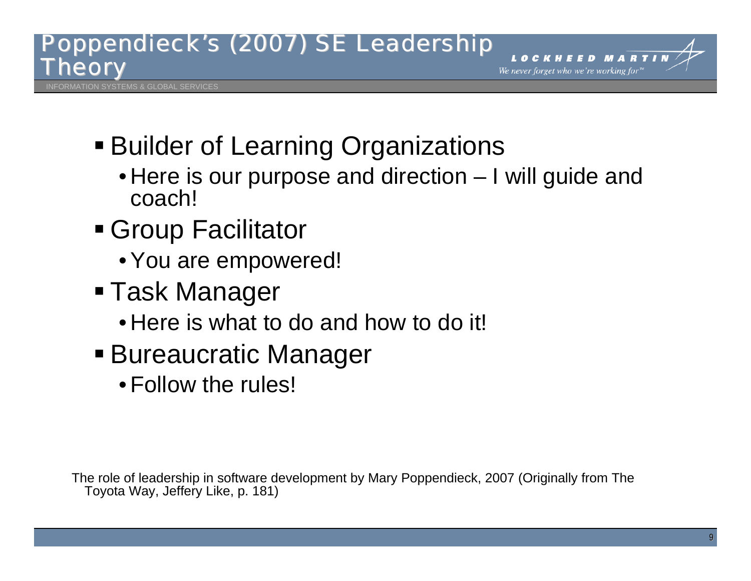# Poppendieck's (2007) SE Leadership Theory

- Builder of Learning Organizations
  - Here is our purpose and direction – I will guide and coach!
- Group Facilitator
  - You are empowered!
- Task Manager
  - Here is what to do and how to do it!
- Bureaucratic Manager
  - Follow the rules!

The role of leadership in software development by Mary Poppendieck, 2007 (Originally from The Toyota Way, Jeffery Like, p. 181)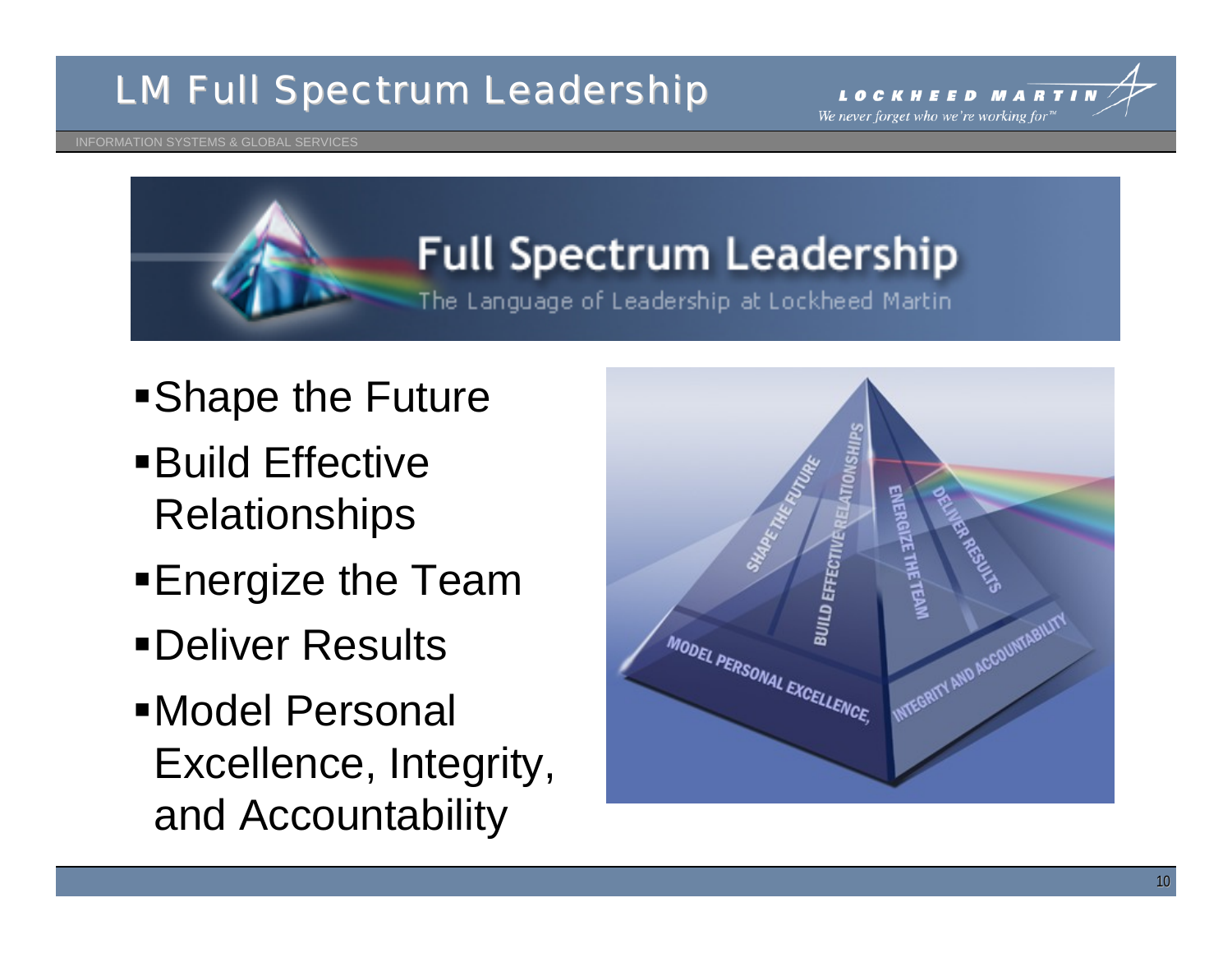# LM Full Spectrum Leadership

INFORMATION SYSTEMS & GLOBAL SERVICES

## Full Spectrum Leadership

The Language of Leadership at Lockheed Martin

- Shape the Future
- Build Effective Relationships
- Energize the Team
- Deliver Results
- Model Personal Excellence, Integrity, and Accountability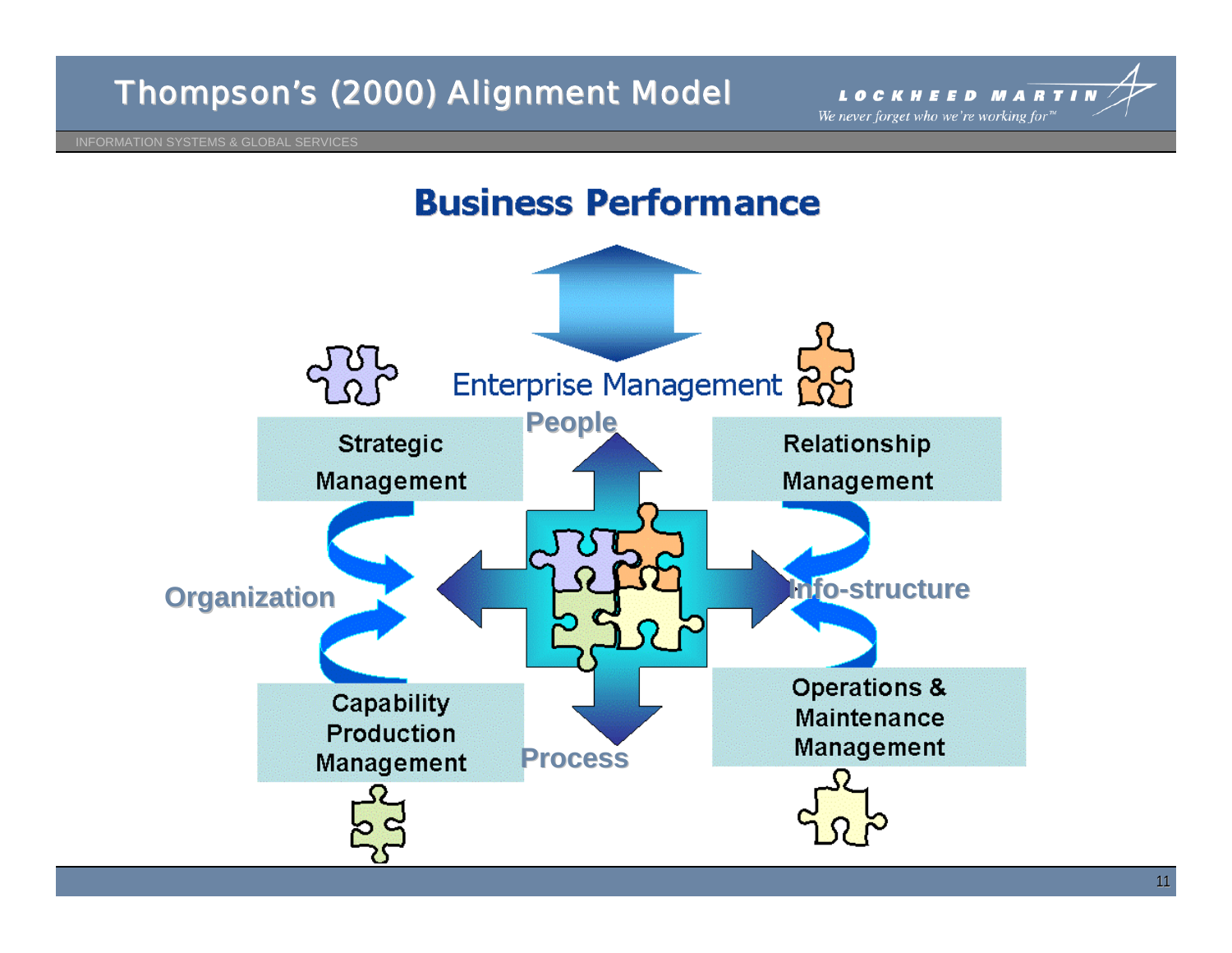# Thompson's (2000) Alignment Model

## Business Performance

Enterprise Management

People

Strategic Management

Relationship Management

Organization

Info-structure

Capability Production Management

Operations & Maintenance Management

Process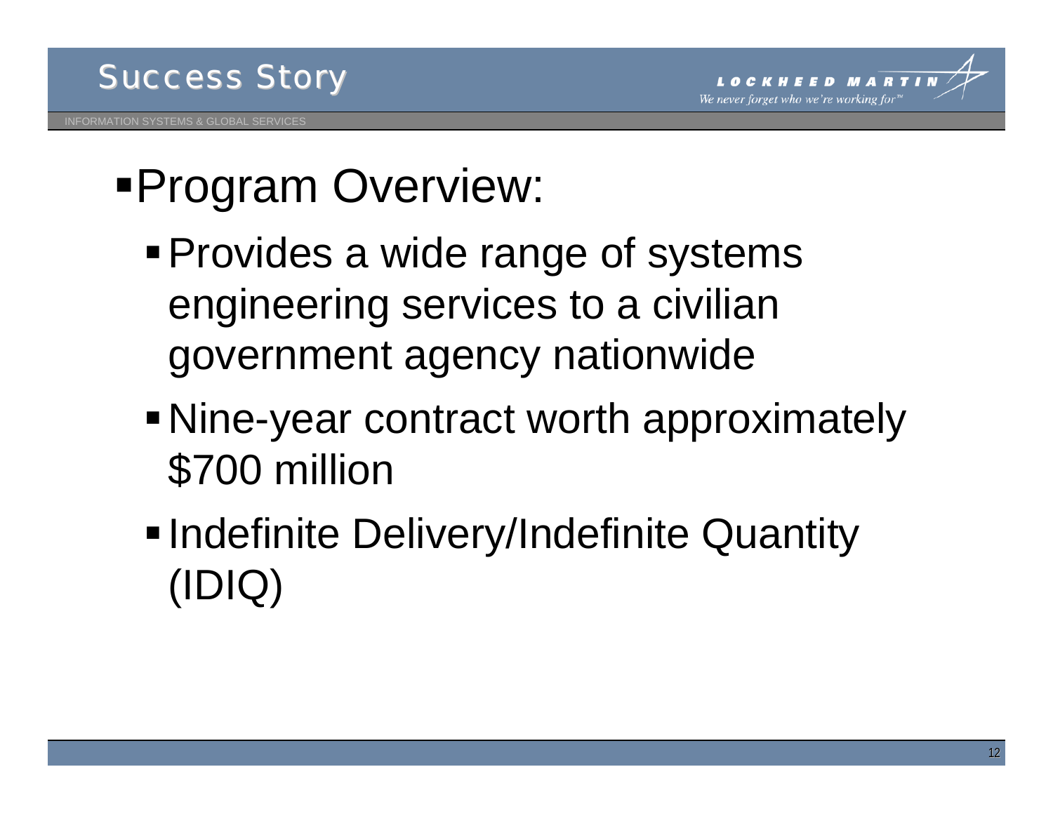# Success Story

- Program Overview:
  - Provides a wide range of systems engineering services to a civilian government agency nationwide
  - Nine-year contract worth approximately $700 million
  - Indefinite Delivery/Indefinite Quantity (IDIQ)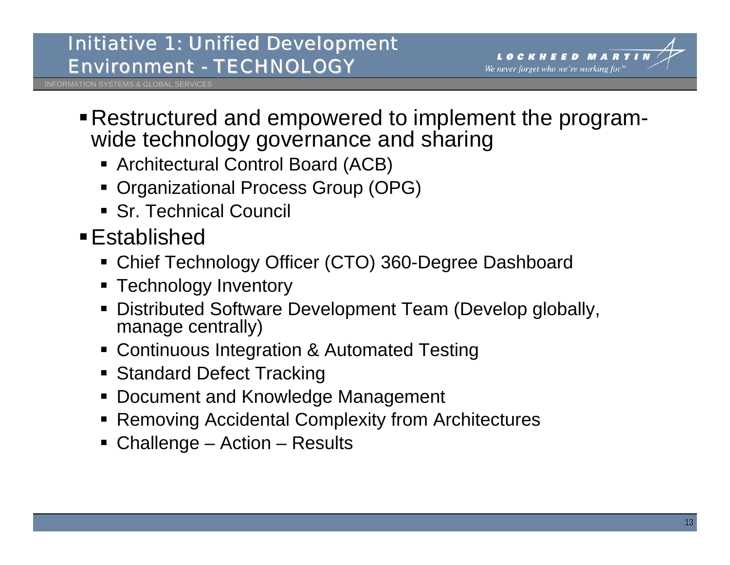# Initiative 1: Unified Development Environment - TECHNOLOGY

- Restructured and empowered to implement the program-wide technology governance and sharing
  - Architectural Control Board (ACB)
  - Organizational Process Group (OPG)
  - Sr. Technical Council
- Established
  - Chief Technology Officer (CTO) 360-Degree Dashboard
  - Technology Inventory
  - Distributed Software Development Team (Develop globally, manage centrally)
  - Continuous Integration & Automated Testing
  - Standard Defect Tracking
  - Document and Knowledge Management
  - Removing Accidental Complexity from Architectures
  - Challenge – Action – Results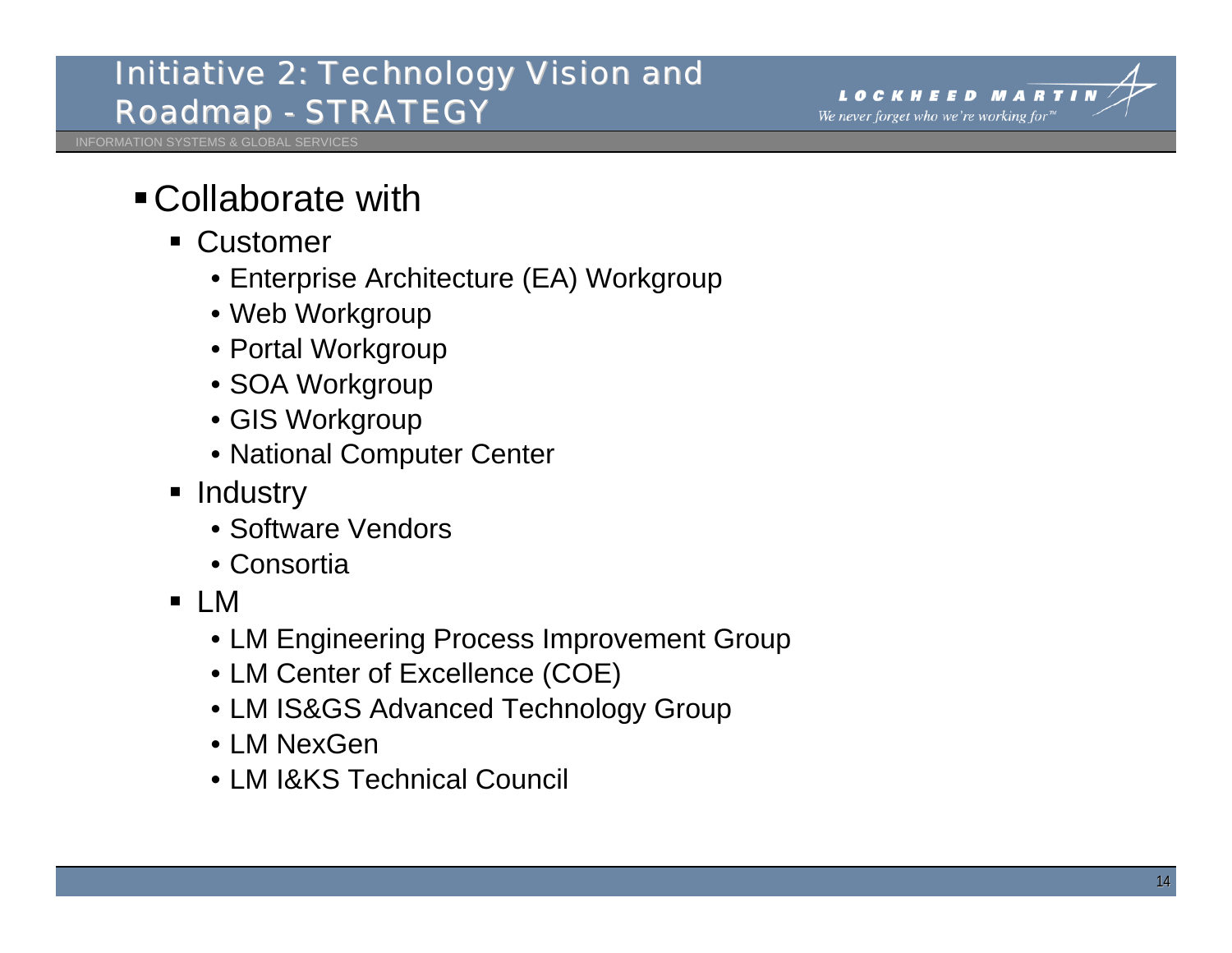# Initiative 2: Technology Vision and Roadmap - STRATEGY

- Collaborate with
  - Customer
    - Enterprise Architecture (EA) Workgroup
    - Web Workgroup
    - Portal Workgroup
    - SOA Workgroup
    - GIS Workgroup
    - National Computer Center
  - Industry
    - Software Vendors
    - Consortia
  - LM
    - LM Engineering Process Improvement Group
    - LM Center of Excellence (COE)
    - LM IS&GS Advanced Technology Group
    - LM NexGen
    - LM I&KS Technical Council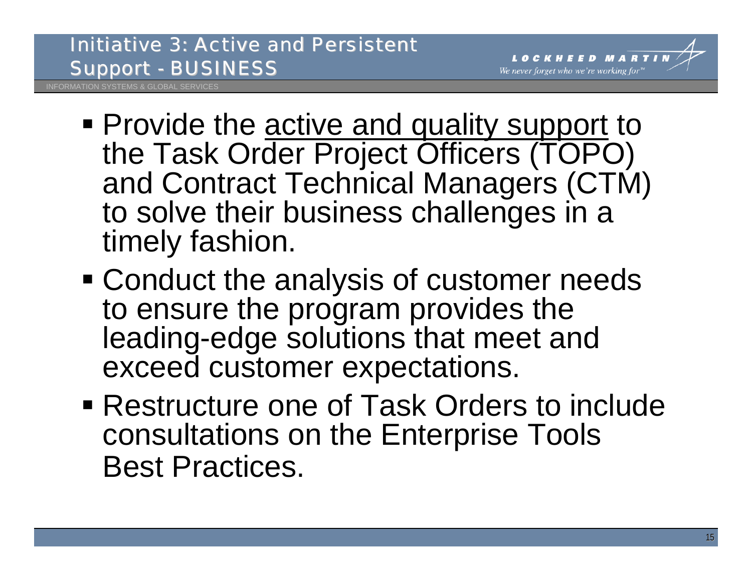# Initiative 3: Active and Persistent Support - BUSINESS

- Provide the <u>active and quality support</u> to the Task Order Project Officers (TOPO) and Contract Technical Managers (CTM) to solve their business challenges in a timely fashion.
- Conduct the analysis of customer needs to ensure the program provides the leading-edge solutions that meet and exceed customer expectations.
- Restructure one of Task Orders to include consultations on the Enterprise Tools Best Practices.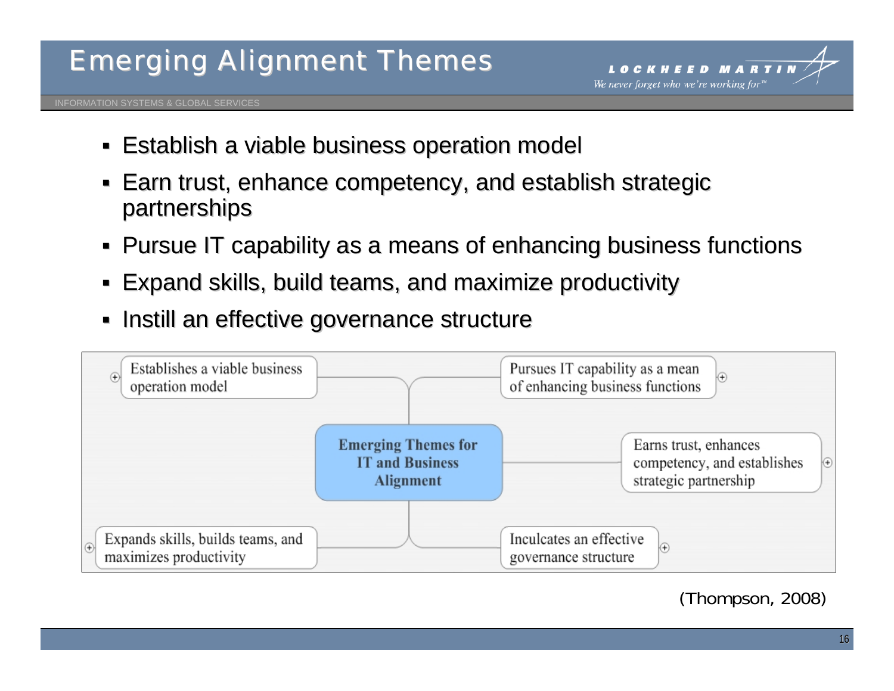# Emerging Alignment Themes

- Establish a viable business operation model
- Earn trust, enhance competency, and establish strategic partnerships
- Pursue IT capability as a means of enhancing business functions
- Expand skills, build teams, and maximize productivity
- Instill an effective governance structure

**Emerging Themes for IT and Business Alignment**

- Establishes a viable business operation model
- Pursues IT capability as a mean of enhancing business functions
- Earns trust, enhances competency, and establishes strategic partnership
- Expands skills, builds teams, and maximizes productivity
- Inculcates an effective governance structure

(Thompson, 2008)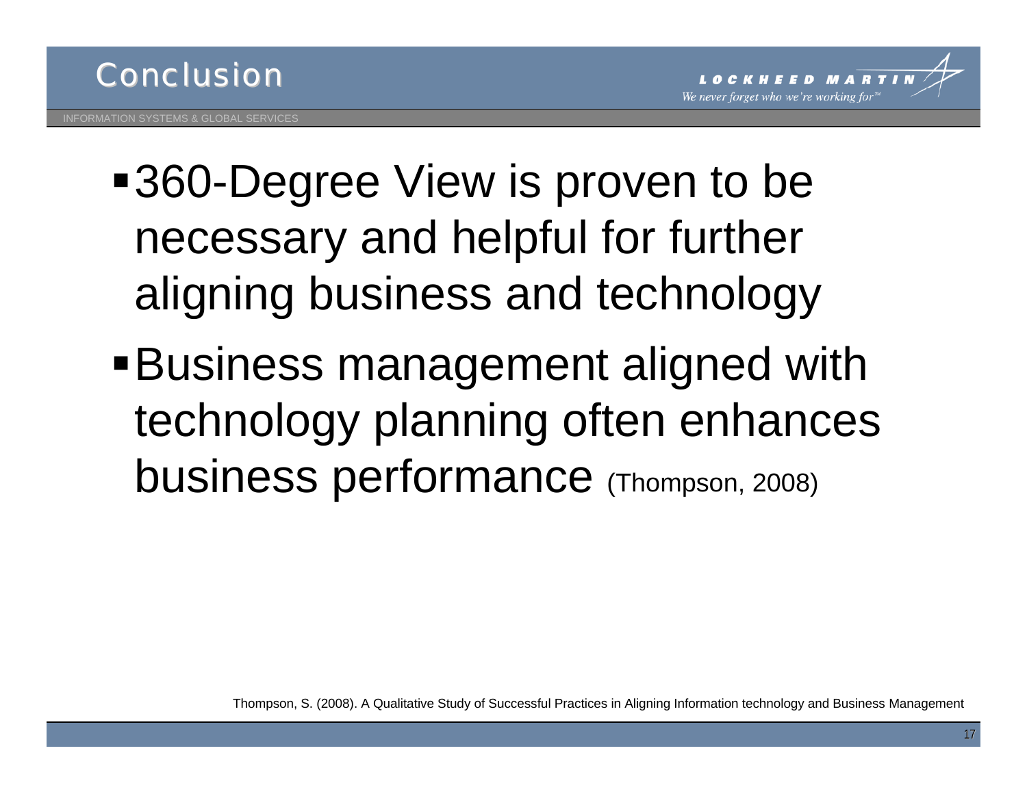# Conclusion

- 360-Degree View is proven to be necessary and helpful for further aligning business and technology
- Business management aligned with technology planning often enhances business performance (Thompson, 2008)

Thompson, S. (2008). A Qualitative Study of Successful Practices in Aligning Information technology and Business Management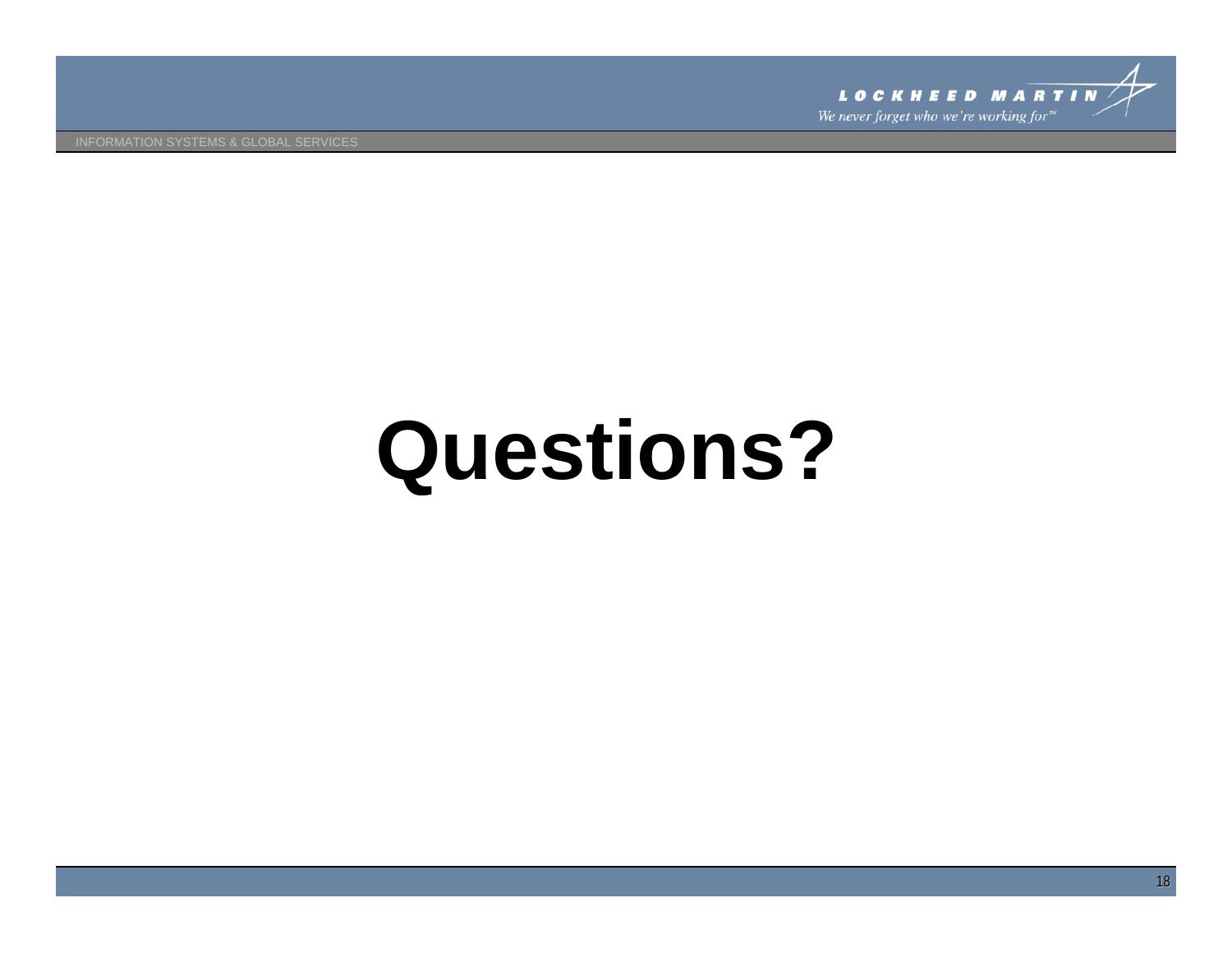# Questions?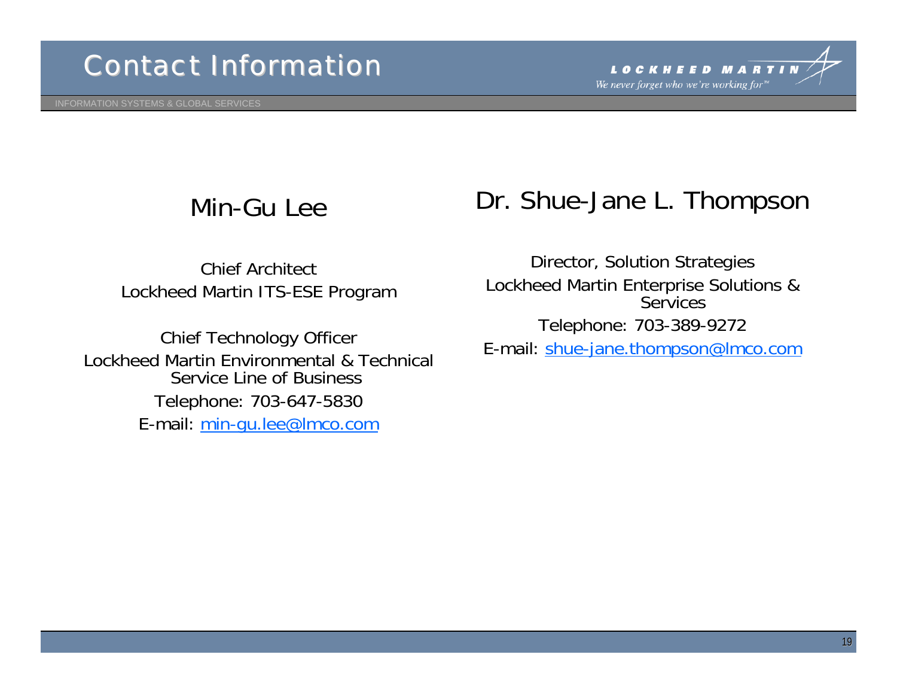# Contact Information

INFORMATION SYSTEMS & GLOBAL SERVICES

## Min-Gu Lee

Chief Architect
Lockheed Martin ITS-ESE Program

Chief Technology Officer
Lockheed Martin Environmental & Technical Service Line of Business

Telephone: 703-647-5830

E-mail: min-gu.lee@lmco.com

## Dr. Shue-Jane L. Thompson

Director, Solution Strategies

Lockheed Martin Enterprise Solutions & Services

Telephone: 703-389-9272

E-mail: shue-jane.thompson@lmco.com